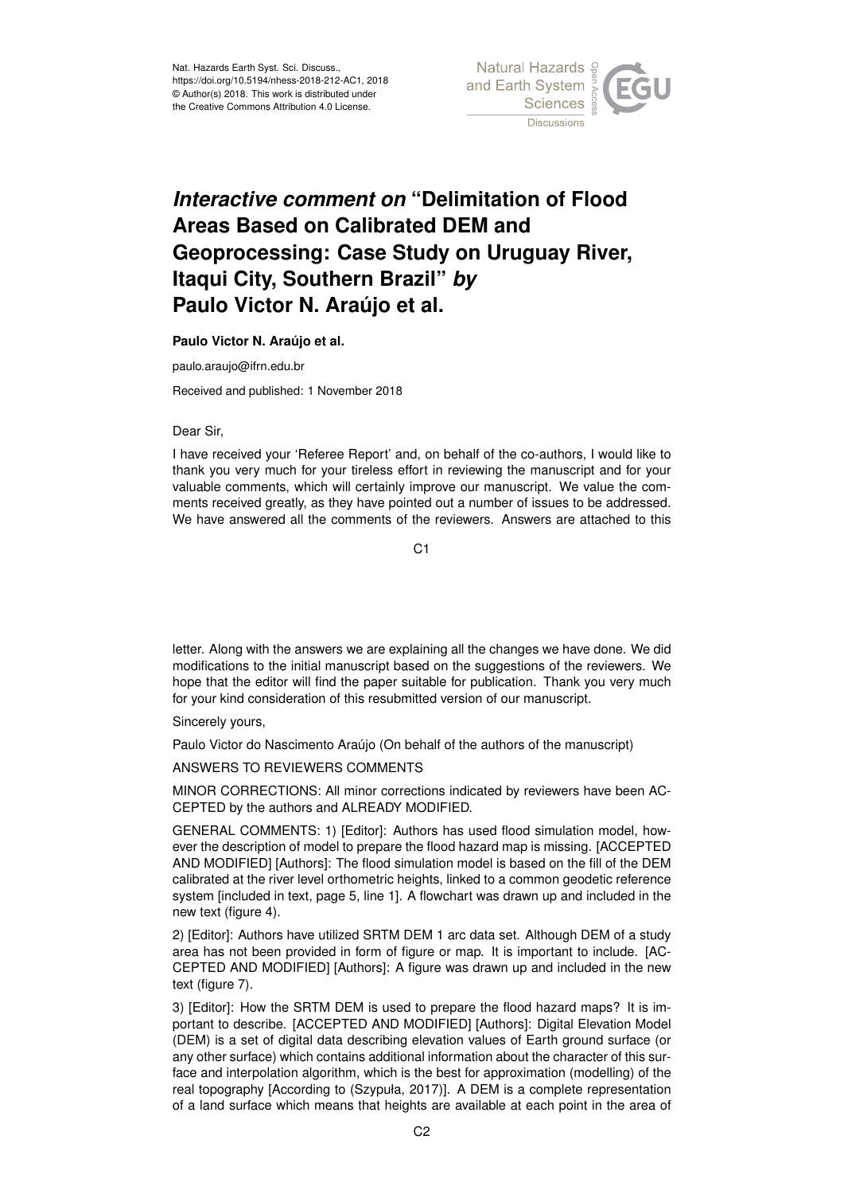# *Interactive comment on* "Delimitation of Flood Areas Based on Calibrated DEM and Geoprocessing: Case Study on Uruguay River, Itaqui City, Southern Brazil" *by* Paulo Victor N. Araújo et al.

**Paulo Victor N. Araújo et al.**

paulo.araujo@ifrn.edu.br

Received and published: 1 November 2018

Dear Sir,

I have received your 'Referee Report' and, on behalf of the co-authors, I would like to thank you very much for your tireless effort in reviewing the manuscript and for your valuable comments, which will certainly improve our manuscript. We value the comments received greatly, as they have pointed out a number of issues to be addressed. We have answered all the comments of the reviewers. Answers are attached to this letter. Along with the answers we are explaining all the changes we have done. We did modifications to the initial manuscript based on the suggestions of the reviewers. We hope that the editor will find the paper suitable for publication. Thank you very much for your kind consideration of this resubmitted version of our manuscript.

Sincerely yours,

Paulo Victor do Nascimento Araújo (On behalf of the authors of the manuscript)

ANSWERS TO REVIEWERS COMMENTS

MINOR CORRECTIONS: All minor corrections indicated by reviewers have been ACCEPTED by the authors and ALREADY MODIFIED.

GENERAL COMMENTS: 1) [Editor]: Authors has used flood simulation model, however the description of model to prepare the flood hazard map is missing. [ACCEPTED AND MODIFIED] [Authors]: The flood simulation model is based on the fill of the DEM calibrated at the river level orthometric heights, linked to a common geodetic reference system [included in text, page 5, line 1]. A flowchart was drawn up and included in the new text (figure 4).

2) [Editor]: Authors have utilized SRTM DEM 1 arc data set. Although DEM of a study area has not been provided in form of figure or map. It is important to include. [ACCEPTED AND MODIFIED] [Authors]: A figure was drawn up and included in the new text (figure 7).

3) [Editor]: How the SRTM DEM is used to prepare the flood hazard maps? It is important to describe. [ACCEPTED AND MODIFIED] [Authors]: Digital Elevation Model (DEM) is a set of digital data describing elevation values of Earth ground surface (or any other surface) which contains additional information about the character of this surface and interpolation algorithm, which is the best for approximation (modelling) of the real topography [According to (Szypuła, 2017)]. A DEM is a complete representation of a land surface which means that heights are available at each point in the area of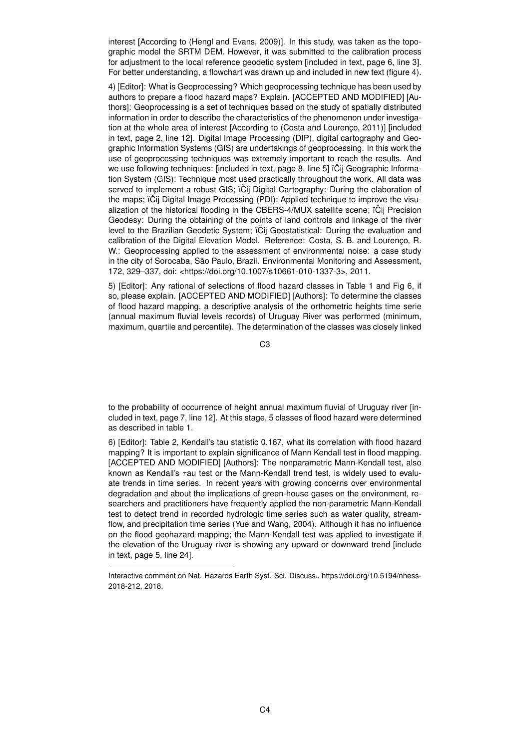interest [According to (Hengl and Evans, 2009)]. In this study, was taken as the topographic model the SRTM DEM. However, it was submitted to the calibration process for adjustment to the local reference geodetic system [included in text, page 6, line 3]. For better understanding, a flowchart was drawn up and included in new text (figure 4).

4) [Editor]: What is Geoprocessing? Which geoprocessing technique has been used by authors to prepare a flood hazard maps? Explain. [ACCEPTED AND MODIFIED] [Authors]: Geoprocessing is a set of techniques based on the study of spatially distributed information in order to describe the characteristics of the phenomenon under investigation at the whole area of interest [According to (Costa and Lourenço, 2011)] [included in text, page 2, line 12]. Digital Image Processing (DIP), digital cartography and Geographic Information Systems (GIS) are undertakings of geoprocessing. In this work the use of geoprocessing techniques was extremely important to reach the results. And we use following techniques: [included in text, page 8, line 5] ïČij Geographic Information System (GIS): Technique most used practically throughout the work. All data was served to implement a robust GIS; ïČij Digital Cartography: During the elaboration of the maps; ïČij Digital Image Processing (PDI): Applied technique to improve the visualization of the historical flooding in the CBERS-4/MUX satellite scene; ïČij Precision Geodesy: During the obtaining of the points of land controls and linkage of the river level to the Brazilian Geodetic System; ïČij Geostatistical: During the evaluation and calibration of the Digital Elevation Model. Reference: Costa, S. B. and Lourenço, R. W.: Geoprocessing applied to the assessment of environmental noise: a case study in the city of Sorocaba, São Paulo, Brazil. Environmental Monitoring and Assessment, 172, 329–337, doi: <https://doi.org/10.1007/s10661-010-1337-3>, 2011.

5) [Editor]: Any rational of selections of flood hazard classes in Table 1 and Fig 6, if so, please explain. [ACCEPTED AND MODIFIED] [Authors]: To determine the classes of flood hazard mapping, a descriptive analysis of the orthometric heights time serie (annual maximum fluvial levels records) of Uruguay River was performed (minimum, maximum, quartile and percentile). The determination of the classes was closely linked to the probability of occurrence of height annual maximum fluvial of Uruguay river [included in text, page 7, line 12]. At this stage, 5 classes of flood hazard were determined as described in table 1.

6) [Editor]: Table 2, Kendall's tau statistic 0.167, what its correlation with flood hazard mapping? It is important to explain significance of Mann Kendall test in flood mapping. [ACCEPTED AND MODIFIED] [Authors]: The nonparametric Mann-Kendall test, also known as Kendall's $\tau$au test or the Mann-Kendall trend test, is widely used to evaluate trends in time series. In recent years with growing concerns over environmental degradation and about the implications of green-house gases on the environment, researchers and practitioners have frequently applied the non-parametric Mann-Kendall test to detect trend in recorded hydrologic time series such as water quality, streamflow, and precipitation time series (Yue and Wang, 2004). Although it has no influence on the flood geohazard mapping; the Mann-Kendall test was applied to investigate if the elevation of the Uruguay river is showing any upward or downward trend [include in text, page 5, line 24].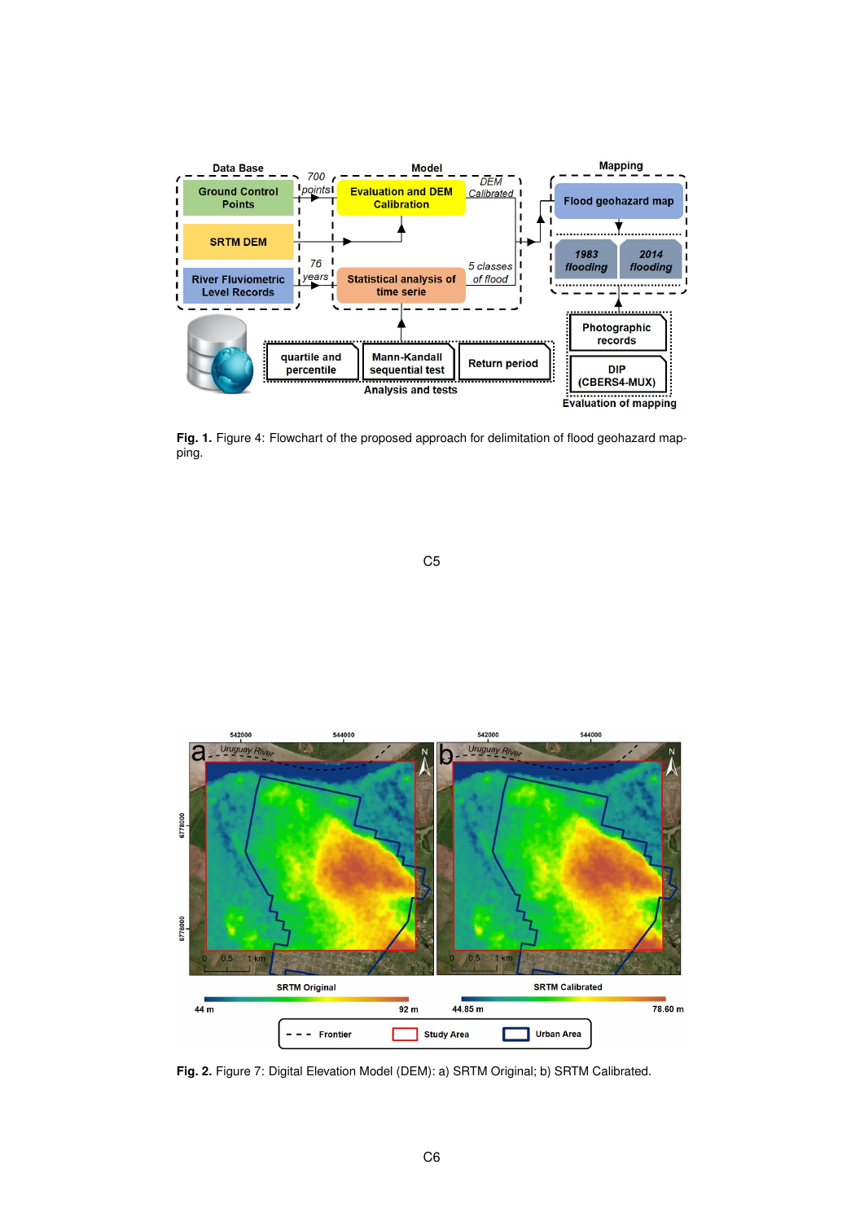Data Base

Ground Control Points

SRTM DEM

River Fluviometric Level Records

700 points

76 years

Model

Evaluation and DEM Calibration

Statistical analysis of time serie

DEM Calibrated

5 classes of flood

Mapping

Flood geohazard map

1983 flooding

2014 flooding

quartile and percentile

Mann-Kandall sequential test

Return period

Analysis and tests

Photographic records

DIP (CBERS4-MUX)

Evaluation of mapping

**Fig. 1.** Figure 4: Flowchart of the proposed approach for delimitation of flood geohazard mapping.

542000 544000

6778000 6776000

Uruguay River

a

b

N

0 0.5 1 km

SRTM Original

44 m 92 m

SRTM Calibrated

44.85 m 78.60 m

Frontier Study Area Urban Area

**Fig. 2.** Figure 7: Digital Elevation Model (DEM): a) SRTM Original; b) SRTM Calibrated.